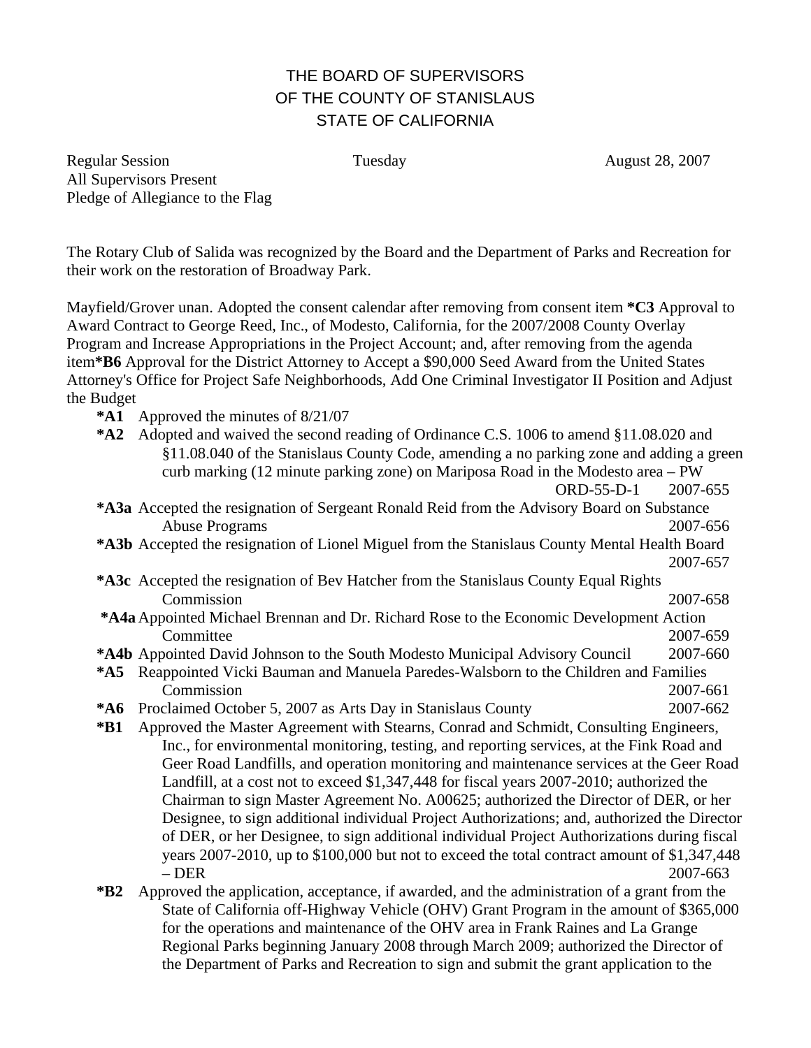# THE BOARD OF SUPERVISORS
# OF THE COUNTY OF STANISLAUS
# STATE OF CALIFORNIA

Regular Session Tuesday August 28, 2007
All Supervisors Present
Pledge of Allegiance to the Flag

The Rotary Club of Salida was recognized by the Board and the Department of Parks and Recreation for their work on the restoration of Broadway Park.

Mayfield/Grover unan. Adopted the consent calendar after removing from consent item **\*C3** Approval to Award Contract to George Reed, Inc., of Modesto, California, for the 2007/2008 County Overlay Program and Increase Appropriations in the Project Account; and, after removing from the agenda item**\*B6** Approval for the District Attorney to Accept a $90,000 Seed Award from the United States Attorney's Office for Project Safe Neighborhoods, Add One Criminal Investigator II Position and Adjust the Budget

- **\*A1** Approved the minutes of 8/21/07
- **\*A2** Adopted and waived the second reading of Ordinance C.S. 1006 to amend §11.08.020 and §11.08.040 of the Stanislaus County Code, amending a no parking zone and adding a green curb marking (12 minute parking zone) on Mariposa Road in the Modesto area – PW ORD-55-D-1 2007-655
- **\*A3a** Accepted the resignation of Sergeant Ronald Reid from the Advisory Board on Substance Abuse Programs 2007-656
- **\*A3b** Accepted the resignation of Lionel Miguel from the Stanislaus County Mental Health Board 2007-657
- **\*A3c** Accepted the resignation of Bev Hatcher from the Stanislaus County Equal Rights Commission 2007-658
- **\*A4a** Appointed Michael Brennan and Dr. Richard Rose to the Economic Development Action Committee 2007-659
- **\*A4b** Appointed David Johnson to the South Modesto Municipal Advisory Council 2007-660
- **\*A5** Reappointed Vicki Bauman and Manuela Paredes-Walsborn to the Children and Families Commission 2007-661
- **\*A6** Proclaimed October 5, 2007 as Arts Day in Stanislaus County 2007-662
- **\*B1** Approved the Master Agreement with Stearns, Conrad and Schmidt, Consulting Engineers, Inc., for environmental monitoring, testing, and reporting services, at the Fink Road and Geer Road Landfills, and operation monitoring and maintenance services at the Geer Road Landfill, at a cost not to exceed $1,347,448 for fiscal years 2007-2010; authorized the Chairman to sign Master Agreement No. A00625; authorized the Director of DER, or her Designee, to sign additional individual Project Authorizations; and, authorized the Director of DER, or her Designee, to sign additional individual Project Authorizations during fiscal years 2007-2010, up to $100,000 but not to exceed the total contract amount of $1,347,448 – DER 2007-663
- **\*B2** Approved the application, acceptance, if awarded, and the administration of a grant from the State of California off-Highway Vehicle (OHV) Grant Program in the amount of $365,000 for the operations and maintenance of the OHV area in Frank Raines and La Grange Regional Parks beginning January 2008 through March 2009; authorized the Director of the Department of Parks and Recreation to sign and submit the grant application to the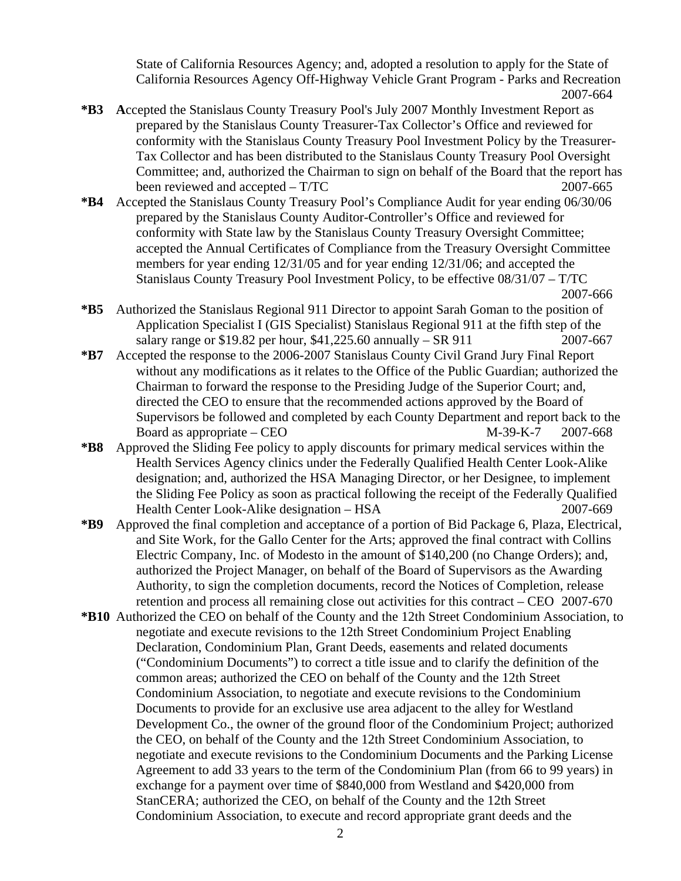State of California Resources Agency; and, adopted a resolution to apply for the State of California Resources Agency Off-Highway Vehicle Grant Program - Parks and Recreation 2007-664

**\*B3** **A**ccepted the Stanislaus County Treasury Pool's July 2007 Monthly Investment Report as prepared by the Stanislaus County Treasurer-Tax Collector's Office and reviewed for conformity with the Stanislaus County Treasury Pool Investment Policy by the Treasurer-Tax Collector and has been distributed to the Stanislaus County Treasury Pool Oversight Committee; and, authorized the Chairman to sign on behalf of the Board that the report has been reviewed and accepted – T/TC 2007-665

**\*B4** Accepted the Stanislaus County Treasury Pool's Compliance Audit for year ending 06/30/06 prepared by the Stanislaus County Auditor-Controller's Office and reviewed for conformity with State law by the Stanislaus County Treasury Oversight Committee; accepted the Annual Certificates of Compliance from the Treasury Oversight Committee members for year ending 12/31/05 and for year ending 12/31/06; and accepted the Stanislaus County Treasury Pool Investment Policy, to be effective 08/31/07 – T/TC 2007-666

**\*B5** Authorized the Stanislaus Regional 911 Director to appoint Sarah Goman to the position of Application Specialist I (GIS Specialist) Stanislaus Regional 911 at the fifth step of the salary range or $19.82 per hour, $41,225.60 annually – SR 911 2007-667

**\*B7** Accepted the response to the 2006-2007 Stanislaus County Civil Grand Jury Final Report without any modifications as it relates to the Office of the Public Guardian; authorized the Chairman to forward the response to the Presiding Judge of the Superior Court; and, directed the CEO to ensure that the recommended actions approved by the Board of Supervisors be followed and completed by each County Department and report back to the Board as appropriate – CEO M-39-K-7 2007-668

**\*B8** Approved the Sliding Fee policy to apply discounts for primary medical services within the Health Services Agency clinics under the Federally Qualified Health Center Look-Alike designation; and, authorized the HSA Managing Director, or her Designee, to implement the Sliding Fee Policy as soon as practical following the receipt of the Federally Qualified Health Center Look-Alike designation – HSA 2007-669

**\*B9** Approved the final completion and acceptance of a portion of Bid Package 6, Plaza, Electrical, and Site Work, for the Gallo Center for the Arts; approved the final contract with Collins Electric Company, Inc. of Modesto in the amount of $140,200 (no Change Orders); and, authorized the Project Manager, on behalf of the Board of Supervisors as the Awarding Authority, to sign the completion documents, record the Notices of Completion, release retention and process all remaining close out activities for this contract – CEO 2007-670

**\*B10** Authorized the CEO on behalf of the County and the 12th Street Condominium Association, to negotiate and execute revisions to the 12th Street Condominium Project Enabling Declaration, Condominium Plan, Grant Deeds, easements and related documents ("Condominium Documents") to correct a title issue and to clarify the definition of the common areas; authorized the CEO on behalf of the County and the 12th Street Condominium Association, to negotiate and execute revisions to the Condominium Documents to provide for an exclusive use area adjacent to the alley for Westland Development Co., the owner of the ground floor of the Condominium Project; authorized the CEO, on behalf of the County and the 12th Street Condominium Association, to negotiate and execute revisions to the Condominium Documents and the Parking License Agreement to add 33 years to the term of the Condominium Plan (from 66 to 99 years) in exchange for a payment over time of $840,000 from Westland and $420,000 from StanCERA; authorized the CEO, on behalf of the County and the 12th Street Condominium Association, to execute and record appropriate grant deeds and the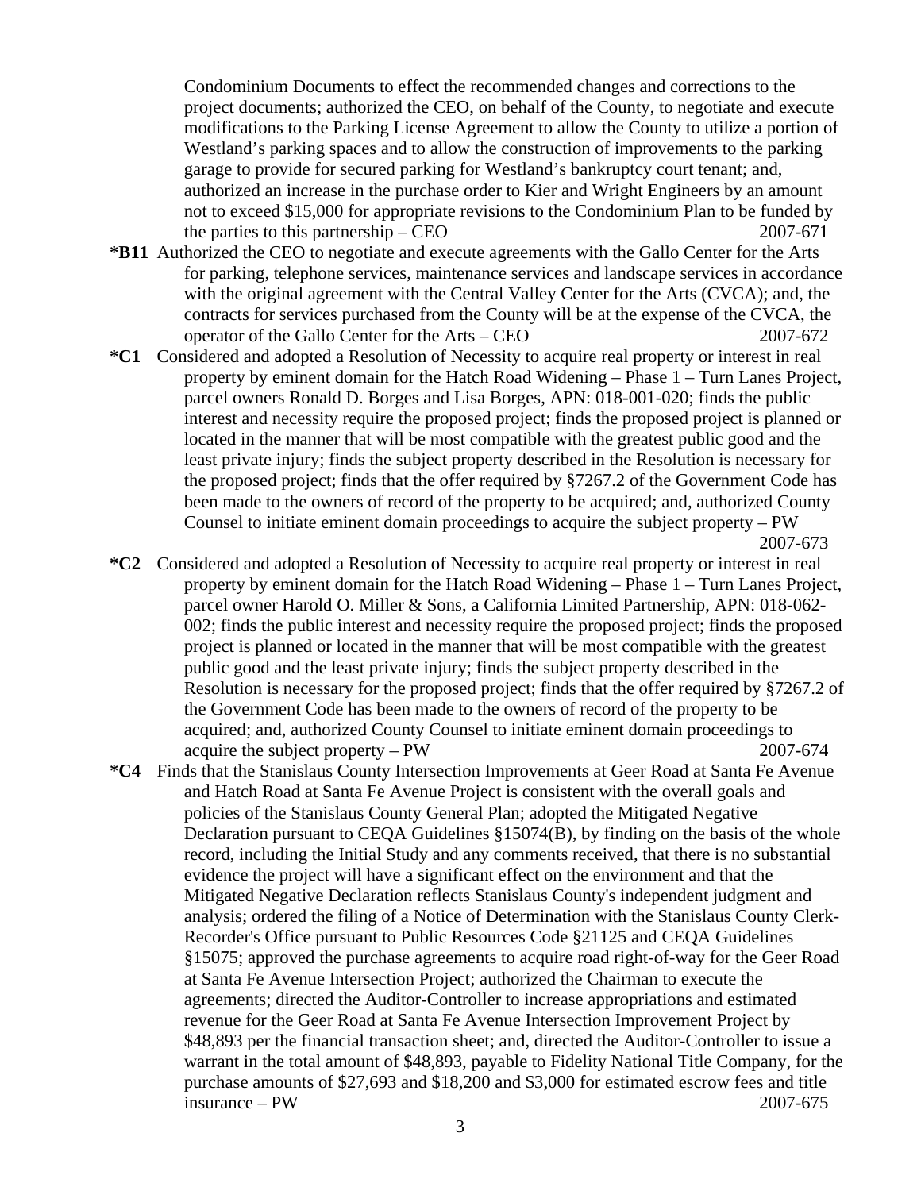Condominium Documents to effect the recommended changes and corrections to the project documents; authorized the CEO, on behalf of the County, to negotiate and execute modifications to the Parking License Agreement to allow the County to utilize a portion of Westland's parking spaces and to allow the construction of improvements to the parking garage to provide for secured parking for Westland's bankruptcy court tenant; and, authorized an increase in the purchase order to Kier and Wright Engineers by an amount not to exceed $15,000 for appropriate revisions to the Condominium Plan to be funded by the parties to this partnership – CEO 2007-671

**\*B11** Authorized the CEO to negotiate and execute agreements with the Gallo Center for the Arts for parking, telephone services, maintenance services and landscape services in accordance with the original agreement with the Central Valley Center for the Arts (CVCA); and, the contracts for services purchased from the County will be at the expense of the CVCA, the operator of the Gallo Center for the Arts – CEO 2007-672

**\*C1** Considered and adopted a Resolution of Necessity to acquire real property or interest in real property by eminent domain for the Hatch Road Widening – Phase 1 – Turn Lanes Project, parcel owners Ronald D. Borges and Lisa Borges, APN: 018-001-020; finds the public interest and necessity require the proposed project; finds the proposed project is planned or located in the manner that will be most compatible with the greatest public good and the least private injury; finds the subject property described in the Resolution is necessary for the proposed project; finds that the offer required by §7267.2 of the Government Code has been made to the owners of record of the property to be acquired; and, authorized County Counsel to initiate eminent domain proceedings to acquire the subject property – PW 2007-673

**\*C2** Considered and adopted a Resolution of Necessity to acquire real property or interest in real property by eminent domain for the Hatch Road Widening – Phase 1 – Turn Lanes Project, parcel owner Harold O. Miller & Sons, a California Limited Partnership, APN: 018-062-002; finds the public interest and necessity require the proposed project; finds the proposed project is planned or located in the manner that will be most compatible with the greatest public good and the least private injury; finds the subject property described in the Resolution is necessary for the proposed project; finds that the offer required by §7267.2 of the Government Code has been made to the owners of record of the property to be acquired; and, authorized County Counsel to initiate eminent domain proceedings to acquire the subject property – PW 2007-674

**\*C4** Finds that the Stanislaus County Intersection Improvements at Geer Road at Santa Fe Avenue and Hatch Road at Santa Fe Avenue Project is consistent with the overall goals and policies of the Stanislaus County General Plan; adopted the Mitigated Negative Declaration pursuant to CEQA Guidelines §15074(B), by finding on the basis of the whole record, including the Initial Study and any comments received, that there is no substantial evidence the project will have a significant effect on the environment and that the Mitigated Negative Declaration reflects Stanislaus County's independent judgment and analysis; ordered the filing of a Notice of Determination with the Stanislaus County Clerk-Recorder's Office pursuant to Public Resources Code §21125 and CEQA Guidelines §15075; approved the purchase agreements to acquire road right-of-way for the Geer Road at Santa Fe Avenue Intersection Project; authorized the Chairman to execute the agreements; directed the Auditor-Controller to increase appropriations and estimated revenue for the Geer Road at Santa Fe Avenue Intersection Improvement Project by $48,893 per the financial transaction sheet; and, directed the Auditor-Controller to issue a warrant in the total amount of $48,893, payable to Fidelity National Title Company, for the purchase amounts of $27,693 and $18,200 and $3,000 for estimated escrow fees and title insurance – PW 2007-675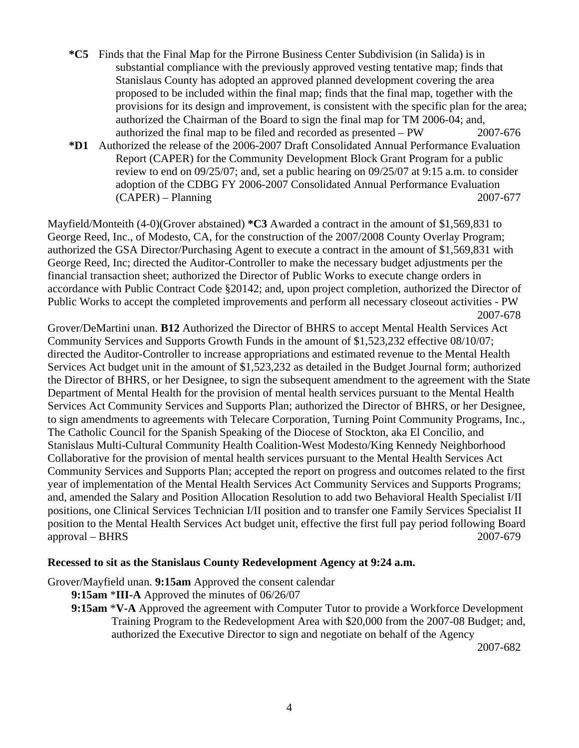**\*C5** Finds that the Final Map for the Pirrone Business Center Subdivision (in Salida) is in substantial compliance with the previously approved vesting tentative map; finds that Stanislaus County has adopted an approved planned development covering the area proposed to be included within the final map; finds that the final map, together with the provisions for its design and improvement, is consistent with the specific plan for the area; authorized the Chairman of the Board to sign the final map for TM 2006-04; and, authorized the final map to be filed and recorded as presented – PW 2007-676

**\*D1** Authorized the release of the 2006-2007 Draft Consolidated Annual Performance Evaluation Report (CAPER) for the Community Development Block Grant Program for a public review to end on 09/25/07; and, set a public hearing on 09/25/07 at 9:15 a.m. to consider adoption of the CDBG FY 2006-2007 Consolidated Annual Performance Evaluation (CAPER) – Planning 2007-677

Mayfield/Monteith (4-0)(Grover abstained) **\*C3** Awarded a contract in the amount of $1,569,831 to George Reed, Inc., of Modesto, CA, for the construction of the 2007/2008 County Overlay Program; authorized the GSA Director/Purchasing Agent to execute a contract in the amount of $1,569,831 with George Reed, Inc; directed the Auditor-Controller to make the necessary budget adjustments per the financial transaction sheet; authorized the Director of Public Works to execute change orders in accordance with Public Contract Code §20142; and, upon project completion, authorized the Director of Public Works to accept the completed improvements and perform all necessary closeout activities - PW 2007-678

Grover/DeMartini unan. **B12** Authorized the Director of BHRS to accept Mental Health Services Act Community Services and Supports Growth Funds in the amount of $1,523,232 effective 08/10/07; directed the Auditor-Controller to increase appropriations and estimated revenue to the Mental Health Services Act budget unit in the amount of $1,523,232 as detailed in the Budget Journal form; authorized the Director of BHRS, or her Designee, to sign the subsequent amendment to the agreement with the State Department of Mental Health for the provision of mental health services pursuant to the Mental Health Services Act Community Services and Supports Plan; authorized the Director of BHRS, or her Designee, to sign amendments to agreements with Telecare Corporation, Turning Point Community Programs, Inc., The Catholic Council for the Spanish Speaking of the Diocese of Stockton, aka El Concilio, and Stanislaus Multi-Cultural Community Health Coalition-West Modesto/King Kennedy Neighborhood Collaborative for the provision of mental health services pursuant to the Mental Health Services Act Community Services and Supports Plan; accepted the report on progress and outcomes related to the first year of implementation of the Mental Health Services Act Community Services and Supports Programs; and, amended the Salary and Position Allocation Resolution to add two Behavioral Health Specialist I/II positions, one Clinical Services Technician I/II position and to transfer one Family Services Specialist II position to the Mental Health Services Act budget unit, effective the first full pay period following Board approval – BHRS 2007-679

**Recessed to sit as the Stanislaus County Redevelopment Agency at 9:24 a.m.**

Grover/Mayfield unan. **9:15am** Approved the consent calendar

**9:15am** \***III-A** Approved the minutes of 06/26/07

**9:15am** \***V-A** Approved the agreement with Computer Tutor to provide a Workforce Development Training Program to the Redevelopment Area with $20,000 from the 2007-08 Budget; and, authorized the Executive Director to sign and negotiate on behalf of the Agency 2007-682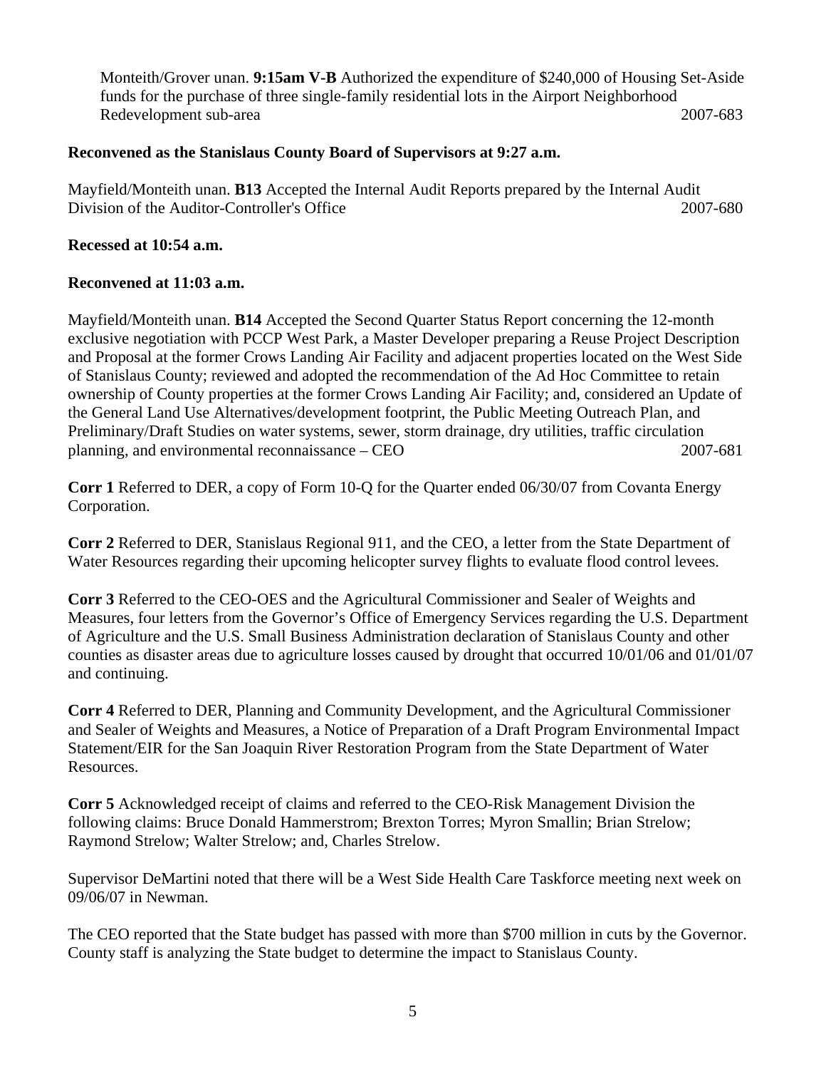Monteith/Grover unan. **9:15am V-B** Authorized the expenditure of $240,000 of Housing Set-Aside funds for the purchase of three single-family residential lots in the Airport Neighborhood Redevelopment sub-area 2007-683

**Reconvened as the Stanislaus County Board of Supervisors at 9:27 a.m.**

Mayfield/Monteith unan. **B13** Accepted the Internal Audit Reports prepared by the Internal Audit Division of the Auditor-Controller's Office 2007-680

**Recessed at 10:54 a.m.**

**Reconvened at 11:03 a.m.**

Mayfield/Monteith unan. **B14** Accepted the Second Quarter Status Report concerning the 12-month exclusive negotiation with PCCP West Park, a Master Developer preparing a Reuse Project Description and Proposal at the former Crows Landing Air Facility and adjacent properties located on the West Side of Stanislaus County; reviewed and adopted the recommendation of the Ad Hoc Committee to retain ownership of County properties at the former Crows Landing Air Facility; and, considered an Update of the General Land Use Alternatives/development footprint, the Public Meeting Outreach Plan, and Preliminary/Draft Studies on water systems, sewer, storm drainage, dry utilities, traffic circulation planning, and environmental reconnaissance – CEO 2007-681

**Corr 1** Referred to DER, a copy of Form 10-Q for the Quarter ended 06/30/07 from Covanta Energy Corporation.

**Corr 2** Referred to DER, Stanislaus Regional 911, and the CEO, a letter from the State Department of Water Resources regarding their upcoming helicopter survey flights to evaluate flood control levees.

**Corr 3** Referred to the CEO-OES and the Agricultural Commissioner and Sealer of Weights and Measures, four letters from the Governor's Office of Emergency Services regarding the U.S. Department of Agriculture and the U.S. Small Business Administration declaration of Stanislaus County and other counties as disaster areas due to agriculture losses caused by drought that occurred 10/01/06 and 01/01/07 and continuing.

**Corr 4** Referred to DER, Planning and Community Development, and the Agricultural Commissioner and Sealer of Weights and Measures, a Notice of Preparation of a Draft Program Environmental Impact Statement/EIR for the San Joaquin River Restoration Program from the State Department of Water Resources.

**Corr 5** Acknowledged receipt of claims and referred to the CEO-Risk Management Division the following claims: Bruce Donald Hammerstrom; Brexton Torres; Myron Smallin; Brian Strelow; Raymond Strelow; Walter Strelow; and, Charles Strelow.

Supervisor DeMartini noted that there will be a West Side Health Care Taskforce meeting next week on 09/06/07 in Newman.

The CEO reported that the State budget has passed with more than $700 million in cuts by the Governor. County staff is analyzing the State budget to determine the impact to Stanislaus County.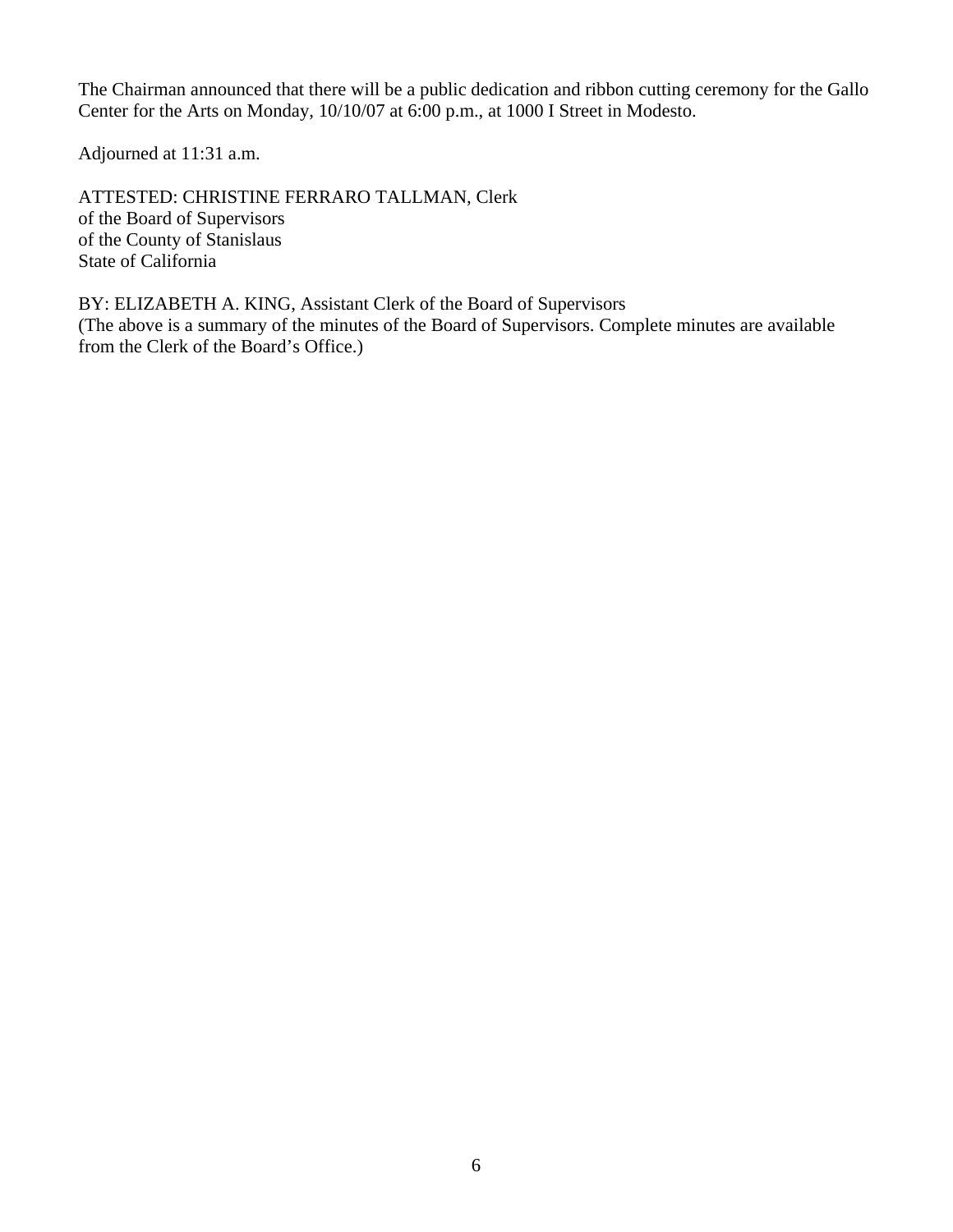The Chairman announced that there will be a public dedication and ribbon cutting ceremony for the Gallo Center for the Arts on Monday, 10/10/07 at 6:00 p.m., at 1000 I Street in Modesto.

Adjourned at 11:31 a.m.

ATTESTED: CHRISTINE FERRARO TALLMAN, Clerk
of the Board of Supervisors
of the County of Stanislaus
State of California

BY: ELIZABETH A. KING, Assistant Clerk of the Board of Supervisors
(The above is a summary of the minutes of the Board of Supervisors. Complete minutes are available from the Clerk of the Board's Office.)